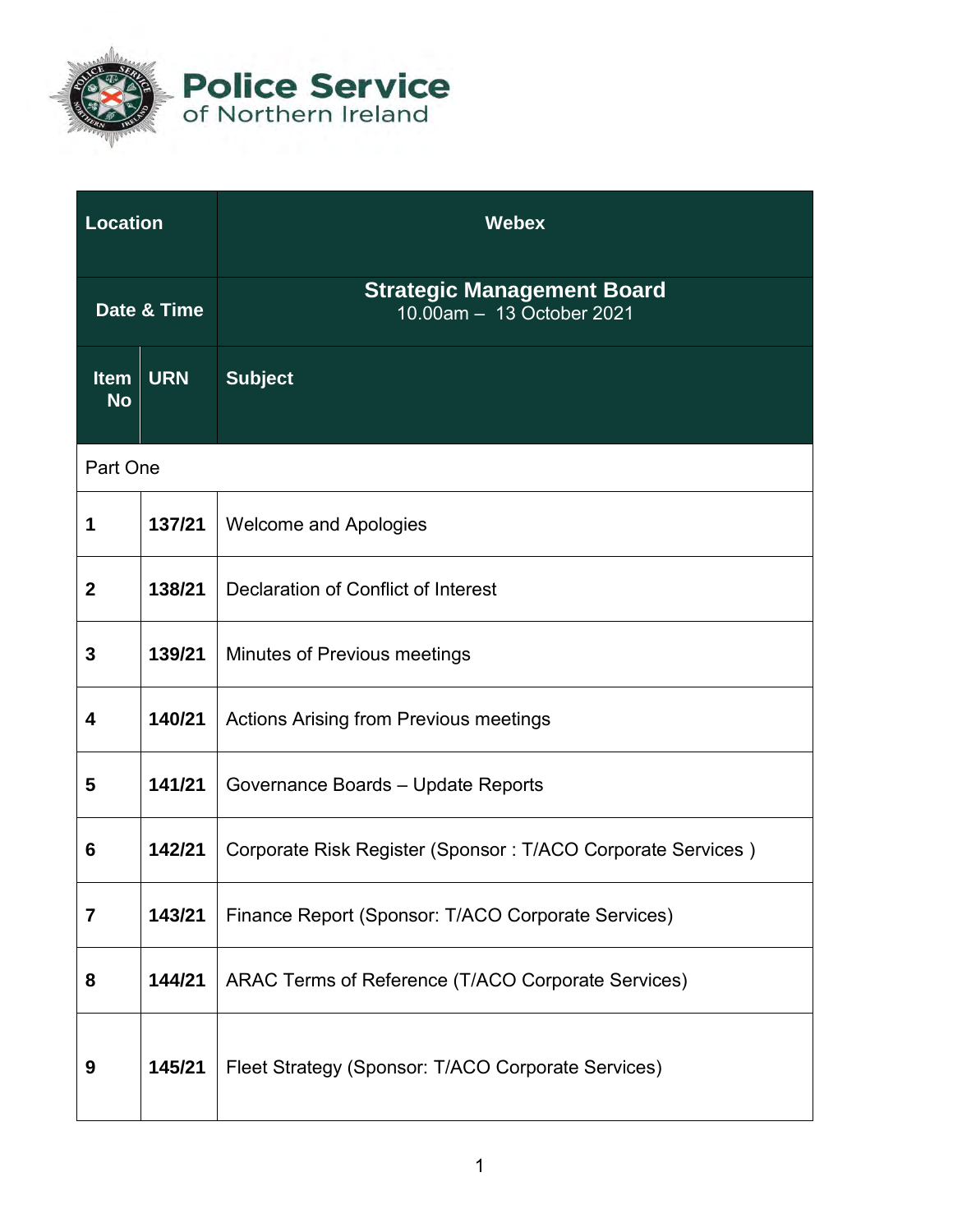# Police Service of Northern Ireland

| Location | | Webex |
|---|---|---|
| Date & Time | | **Strategic Management Board**<br>10.00am – 13 October 2021 |
| **Item No** | **URN** | **Subject** |
| Part One | | |
| **1** | **137/21** | Welcome and Apologies |
| **2** | **138/21** | Declaration of Conflict of Interest |
| **3** | **139/21** | Minutes of Previous meetings |
| **4** | **140/21** | Actions Arising from Previous meetings |
| **5** | **141/21** | Governance Boards – Update Reports |
| **6** | **142/21** | Corporate Risk Register (Sponsor : T/ACO Corporate Services ) |
| **7** | **143/21** | Finance Report (Sponsor: T/ACO Corporate Services) |
| **8** | **144/21** | ARAC Terms of Reference (T/ACO Corporate Services) |
| **9** | **145/21** | Fleet Strategy (Sponsor: T/ACO Corporate Services) |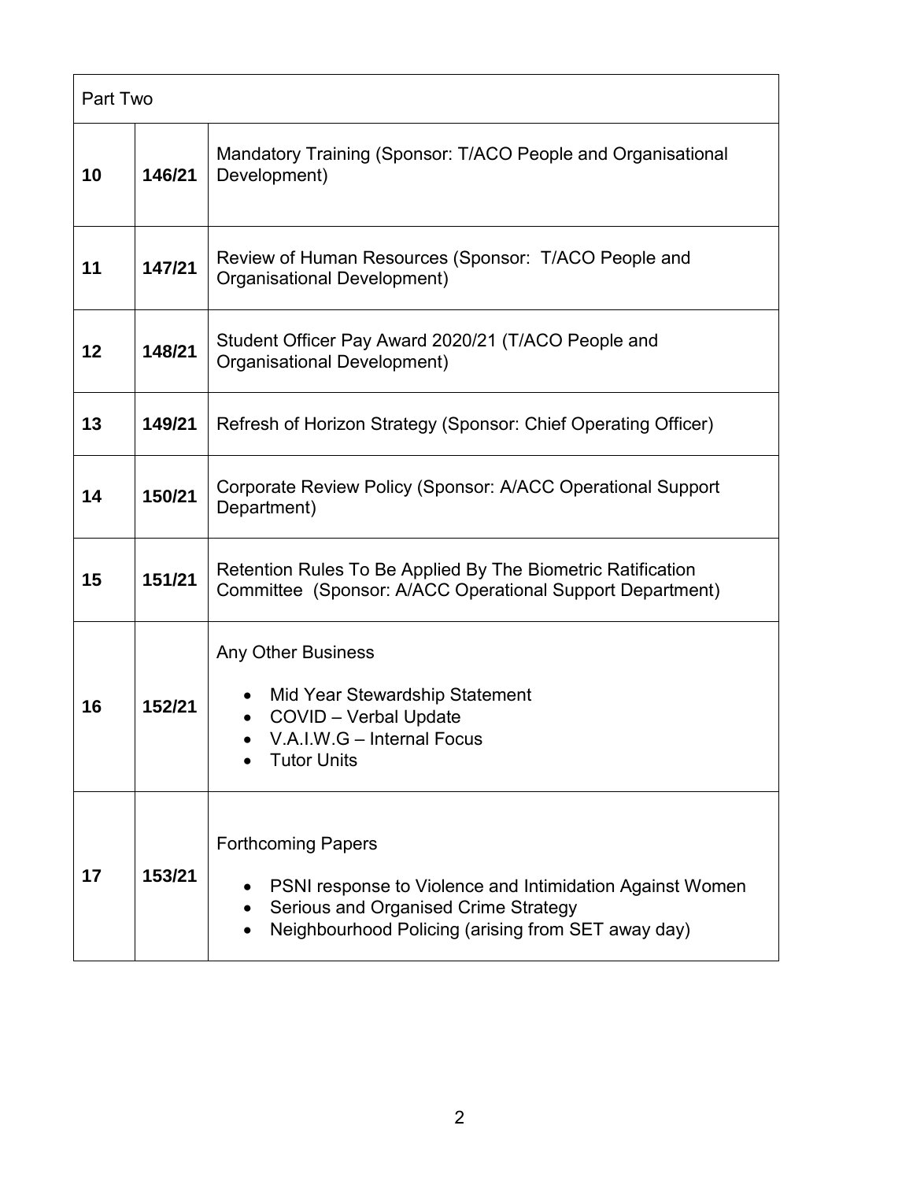| Part Two | | |
|---|---|---|
| **10** | **146/21** | Mandatory Training (Sponsor: T/ACO People and Organisational Development) |
| **11** | **147/21** | Review of Human Resources (Sponsor: T/ACO People and Organisational Development) |
| **12** | **148/21** | Student Officer Pay Award 2020/21 (T/ACO People and Organisational Development) |
| **13** | **149/21** | Refresh of Horizon Strategy (Sponsor: Chief Operating Officer) |
| **14** | **150/21** | Corporate Review Policy (Sponsor: A/ACC Operational Support Department) |
| **15** | **151/21** | Retention Rules To Be Applied By The Biometric Ratification Committee (Sponsor: A/ACC Operational Support Department) |
| **16** | **152/21** | Any Other Business<br>• Mid Year Stewardship Statement<br>• COVID – Verbal Update<br>• V.A.I.W.G – Internal Focus<br>• Tutor Units |
| **17** | **153/21** | Forthcoming Papers<br>• PSNI response to Violence and Intimidation Against Women<br>• Serious and Organised Crime Strategy<br>• Neighbourhood Policing (arising from SET away day) |